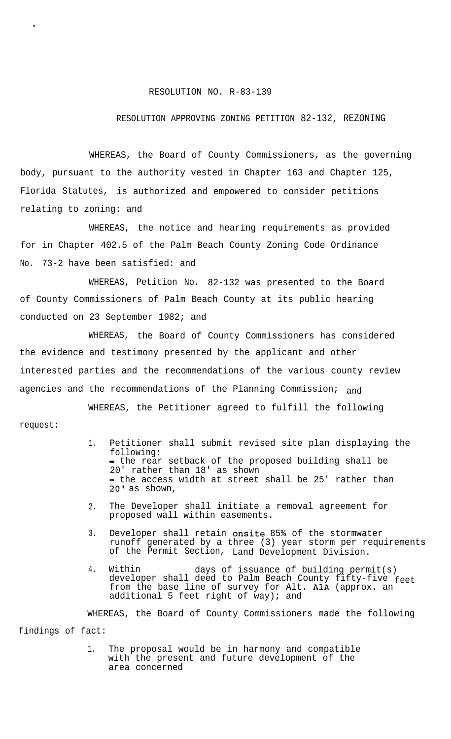RESOLUTION NO. R-83-139

RESOLUTION APPROVING ZONING PETITION 82-132, REZONING

WHEREAS, the Board of County Commissioners, as the governing body, pursuant to the authority vested in Chapter 163 and Chapter 125, Florida Statutes, is authorized and empowered to consider petitions relating to zoning: and

WHEREAS, the notice and hearing requirements as provided for in Chapter 402.5 of the Palm Beach County Zoning Code Ordinance No. 73-2 have been satisfied: and

WHEREAS, Petition No. 82-132 was presented to the Board of County Commissioners of Palm Beach County at its public hearing conducted on 23 September 1982; and

WHEREAS, the Board of County Commissioners has considered the evidence and testimony presented by the applicant and other interested parties and the recommendations of the various county review agencies and the recommendations of the Planning Commission; and

WHEREAS, the Petitioner agreed to fulfill the following request:

1. Petitioner shall submit revised site plan displaying the following:
   - the rear setback of the proposed building shall be 20' rather than 18' as shown
   - the access width at street shall be 25' rather than 20' as shown,
2. The Developer shall initiate a removal agreement for proposed wall within easements.
3. Developer shall retain onsite 85% of the stormwater runoff generated by a three (3) year storm per requirements of the Permit Section, Land Development Division.
4. Within days of issuance of building permit(s) developer shall deed to Palm Beach County fifty-five feet from the base line of survey for Alt. A1A (approx. an additional 5 feet right of way); and

WHEREAS, the Board of County Commissioners made the following findings of fact:

1. The proposal would be in harmony and compatible with the present and future development of the area concerned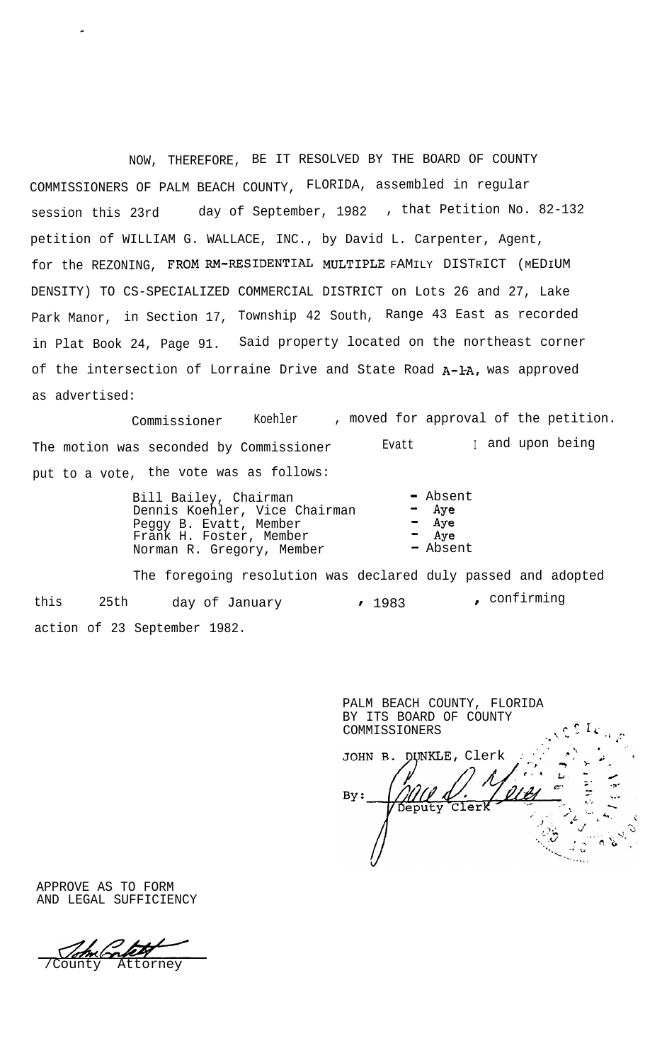NOW, THEREFORE, BE IT RESOLVED BY THE BOARD OF COUNTY COMMISSIONERS OF PALM BEACH COUNTY, FLORIDA, assembled in regular session this 23rd day of September, 1982 , that Petition No. 82-132 petition of WILLIAM G. WALLACE, INC., by David L. Carpenter, Agent, for the REZONING, FROM RM-RESIDENTIAL MULTIPLE FAMILY DISTRICT (MEDIUM DENSITY) TO CS-SPECIALIZED COMMERCIAL DISTRICT on Lots 26 and 27, Lake Park Manor, in Section 17, Township 42 South, Range 43 East as recorded in Plat Book 24, Page 91. Said property located on the northeast corner of the intersection of Lorraine Drive and State Road A-1-A, was approved as advertised:

Commissioner Koehler , moved for approval of the petition. The motion was seconded by Commissioner Evatt , and upon being put to a vote, the vote was as follows:

| | |
|---|---|
| Bill Bailey, Chairman | - Absent |
| Dennis Koehler, Vice Chairman | - Aye |
| Peggy B. Evatt, Member | - Aye |
| Frank H. Foster, Member | - Aye |
| Norman R. Gregory, Member | - Absent |

The foregoing resolution was declared duly passed and adopted this 25th day of January , 1983 , confirming action of 23 September 1982.

PALM BEACH COUNTY, FLORIDA
BY ITS BOARD OF COUNTY
COMMISSIONERS

JOHN B. DUNKLE, Clerk

By: ____________________
Deputy Clerk

APPROVE AS TO FORM
AND LEGAL SUFFICIENCY

____________________
County Attorney